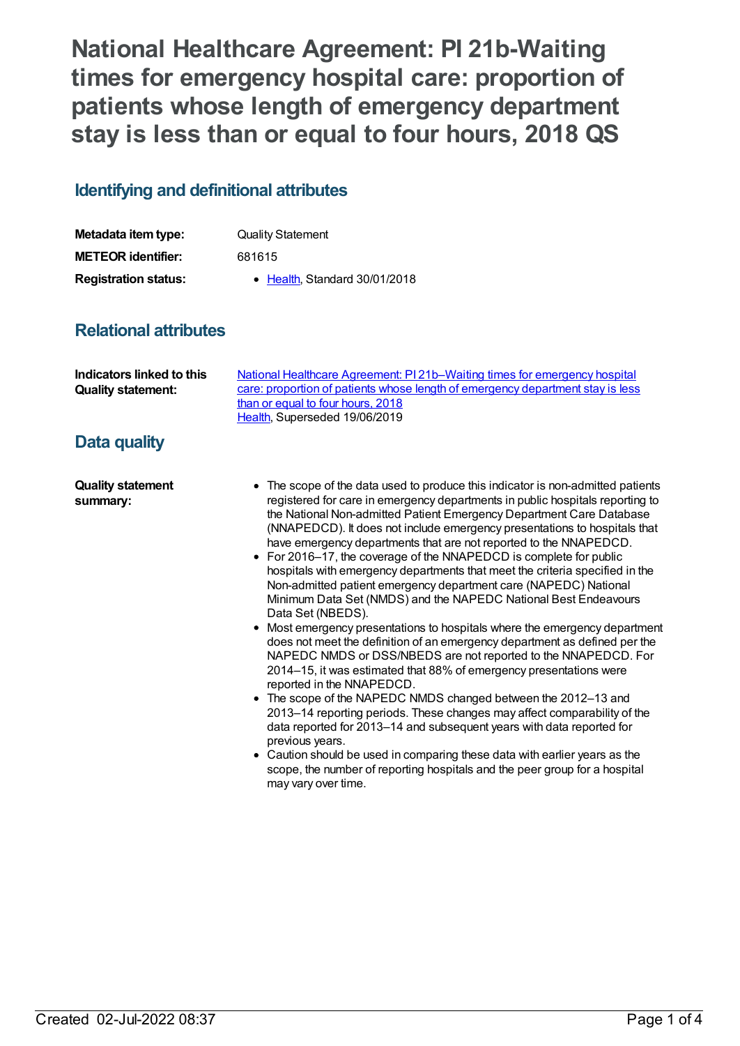# National Healthcare Agreement: PI 21b-Waiting times for emergency hospital care: proportion of patients whose length of emergency department stay is less than or equal to four hours, 2018 QS

## Identifying and definitional attributes

| | |
|---|---|
| **Metadata item type:** | Quality Statement |
| **METEOR identifier:** | 681615 |
| **Registration status:** | • Health, Standard 30/01/2018 |

## Relational attributes

| | |
|---|---|
| **Indicators linked to this Quality statement:** | National Healthcare Agreement: PI 21b–Waiting times for emergency hospital care: proportion of patients whose length of emergency department stay is less than or equal to four hours, 2018<br>Health, Superseded 19/06/2019 |

## Data quality

**Quality statement summary:**

- The scope of the data used to produce this indicator is non-admitted patients registered for care in emergency departments in public hospitals reporting to the National Non-admitted Patient Emergency Department Care Database (NNAPEDCD). It does not include emergency presentations to hospitals that have emergency departments that are not reported to the NNAPEDCD.
- For 2016–17, the coverage of the NNAPEDCD is complete for public hospitals with emergency departments that meet the criteria specified in the Non-admitted patient emergency department care (NAPEDC) National Minimum Data Set (NMDS) and the NAPEDC National Best Endeavours Data Set (NBEDS).
- Most emergency presentations to hospitals where the emergency department does not meet the definition of an emergency department as defined per the NAPEDC NMDS or DSS/NBEDS are not reported to the NNAPEDCD. For 2014–15, it was estimated that 88% of emergency presentations were reported in the NNAPEDCD.
- The scope of the NAPEDC NMDS changed between the 2012–13 and 2013–14 reporting periods. These changes may affect comparability of the data reported for 2013–14 and subsequent years with data reported for previous years.
- Caution should be used in comparing these data with earlier years as the scope, the number of reporting hospitals and the peer group for a hospital may vary over time.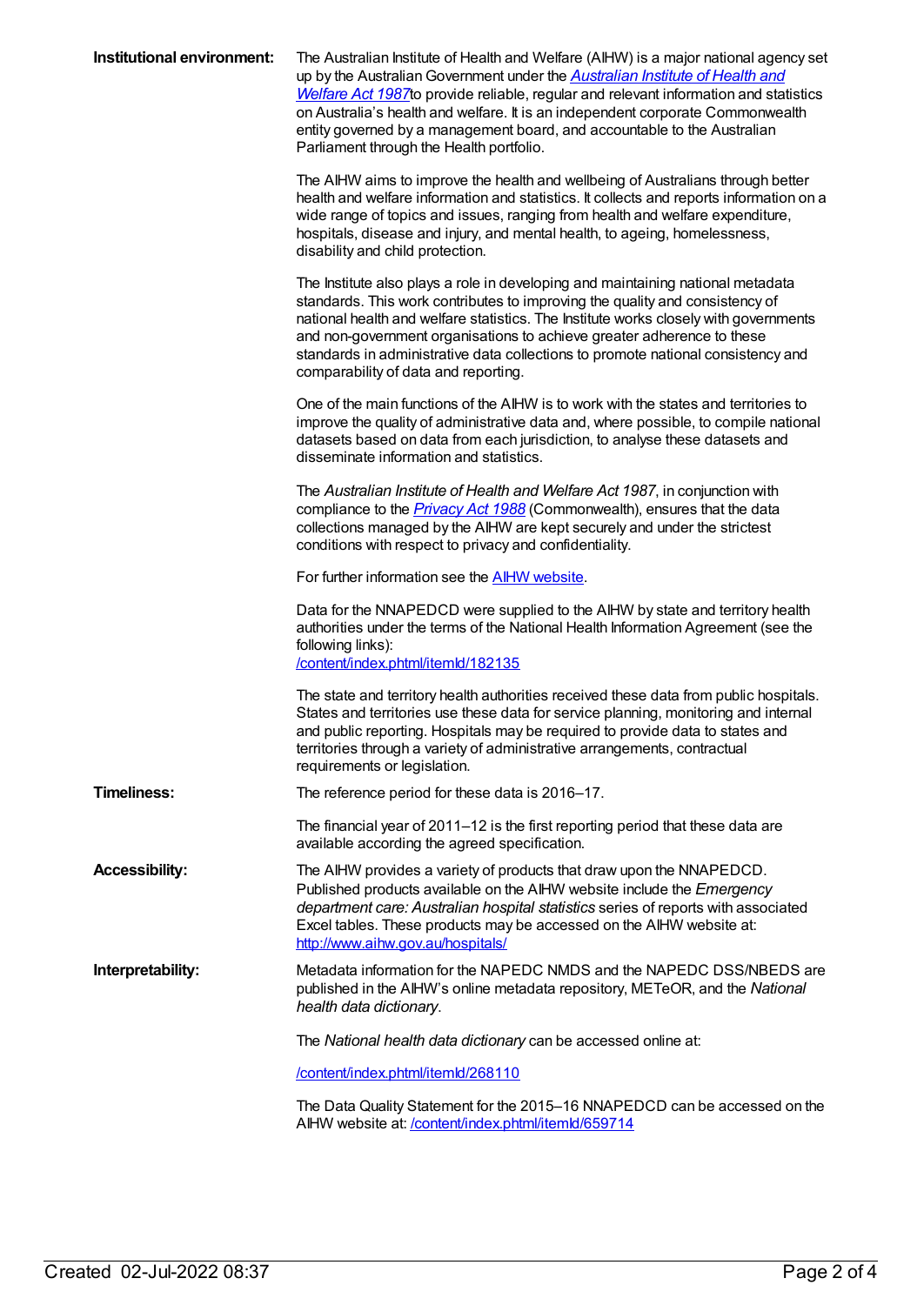**Institutional environment:**

The Australian Institute of Health and Welfare (AIHW) is a major national agency set up by the Australian Government under the [*Australian Institute of Health and Welfare Act 1987*]to provide reliable, regular and relevant information and statistics on Australia's health and welfare. It is an independent corporate Commonwealth entity governed by a management board, and accountable to the Australian Parliament through the Health portfolio.

The AIHW aims to improve the health and wellbeing of Australians through better health and welfare information and statistics. It collects and reports information on a wide range of topics and issues, ranging from health and welfare expenditure, hospitals, disease and injury, and mental health, to ageing, homelessness, disability and child protection.

The Institute also plays a role in developing and maintaining national metadata standards. This work contributes to improving the quality and consistency of national health and welfare statistics. The Institute works closely with governments and non-government organisations to achieve greater adherence to these standards in administrative data collections to promote national consistency and comparability of data and reporting.

One of the main functions of the AIHW is to work with the states and territories to improve the quality of administrative data and, where possible, to compile national datasets based on data from each jurisdiction, to analyse these datasets and disseminate information and statistics.

The *Australian Institute of Health and Welfare Act 1987*, in conjunction with compliance to the [*Privacy Act 1988*] (Commonwealth), ensures that the data collections managed by the AIHW are kept securely and under the strictest conditions with respect to privacy and confidentiality.

For further information see the [AIHW website].

Data for the NNAPEDCD were supplied to the AIHW by state and territory health authorities under the terms of the National Health Information Agreement (see the following links):
/content/index.phtml/itemId/182135

The state and territory health authorities received these data from public hospitals. States and territories use these data for service planning, monitoring and internal and public reporting. Hospitals may be required to provide data to states and territories through a variety of administrative arrangements, contractual requirements or legislation.

**Timeliness:**

The reference period for these data is 2016–17.

The financial year of 2011–12 is the first reporting period that these data are available according the agreed specification.

**Accessibility:**

The AIHW provides a variety of products that draw upon the NNAPEDCD. Published products available on the AIHW website include the *Emergency department care: Australian hospital statistics* series of reports with associated Excel tables. These products may be accessed on the AIHW website at: http://www.aihw.gov.au/hospitals/

**Interpretability:**

Metadata information for the NAPEDC NMDS and the NAPEDC DSS/NBEDS are published in the AIHW's online metadata repository, METeOR, and the *National health data dictionary*.

The *National health data dictionary* can be accessed online at:

/content/index.phtml/itemId/268110

The Data Quality Statement for the 2015–16 NNAPEDCD can be accessed on the AIHW website at: /content/index.phtml/itemId/659714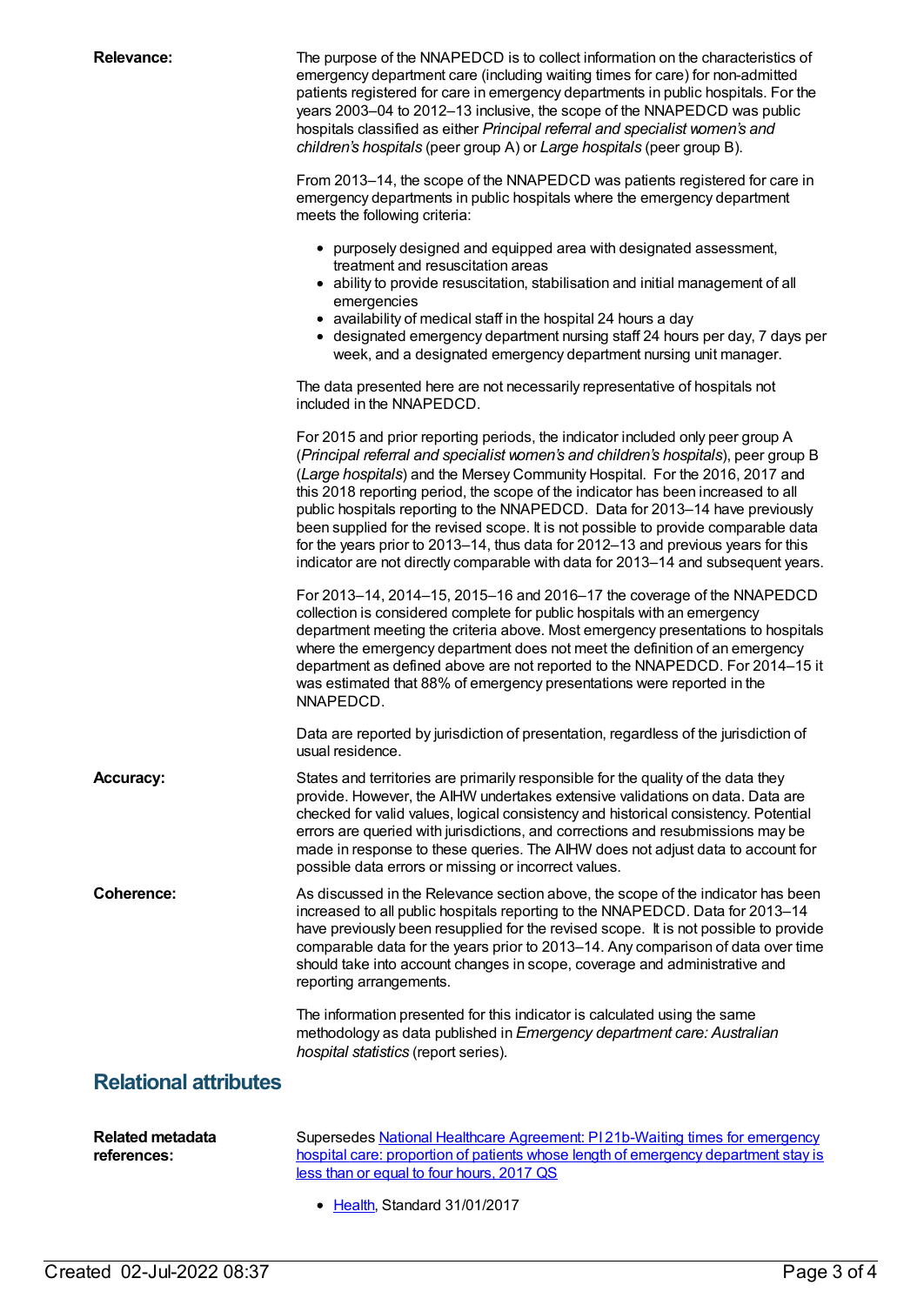**Relevance:**

The purpose of the NNAPEDCD is to collect information on the characteristics of emergency department care (including waiting times for care) for non-admitted patients registered for care in emergency departments in public hospitals. For the years 2003–04 to 2012–13 inclusive, the scope of the NNAPEDCD was public hospitals classified as either *Principal referral and specialist women's and children's hospitals* (peer group A) or *Large hospitals* (peer group B).

From 2013–14, the scope of the NNAPEDCD was patients registered for care in emergency departments in public hospitals where the emergency department meets the following criteria:

- purposely designed and equipped area with designated assessment, treatment and resuscitation areas
- ability to provide resuscitation, stabilisation and initial management of all emergencies
- availability of medical staff in the hospital 24 hours a day
- designated emergency department nursing staff 24 hours per day, 7 days per week, and a designated emergency department nursing unit manager.

The data presented here are not necessarily representative of hospitals not included in the NNAPEDCD.

For 2015 and prior reporting periods, the indicator included only peer group A (*Principal referral and specialist women's and children's hospitals*), peer group B (*Large hospitals*) and the Mersey Community Hospital. For the 2016, 2017 and this 2018 reporting period, the scope of the indicator has been increased to all public hospitals reporting to the NNAPEDCD. Data for 2013–14 have previously been supplied for the revised scope. It is not possible to provide comparable data for the years prior to 2013–14, thus data for 2012–13 and previous years for this indicator are not directly comparable with data for 2013–14 and subsequent years.

For 2013–14, 2014–15, 2015–16 and 2016–17 the coverage of the NNAPEDCD collection is considered complete for public hospitals with an emergency department meeting the criteria above. Most emergency presentations to hospitals where the emergency department does not meet the definition of an emergency department as defined above are not reported to the NNAPEDCD. For 2014–15 it was estimated that 88% of emergency presentations were reported in the NNAPEDCD.

Data are reported by jurisdiction of presentation, regardless of the jurisdiction of usual residence.

**Accuracy:**

States and territories are primarily responsible for the quality of the data they provide. However, the AIHW undertakes extensive validations on data. Data are checked for valid values, logical consistency and historical consistency. Potential errors are queried with jurisdictions, and corrections and resubmissions may be made in response to these queries. The AIHW does not adjust data to account for possible data errors or missing or incorrect values.

**Coherence:**

As discussed in the Relevance section above, the scope of the indicator has been increased to all public hospitals reporting to the NNAPEDCD. Data for 2013–14 have previously been resupplied for the revised scope. It is not possible to provide comparable data for the years prior to 2013–14. Any comparison of data over time should take into account changes in scope, coverage and administrative and reporting arrangements.

The information presented for this indicator is calculated using the same methodology as data published in *Emergency department care: Australian hospital statistics* (report series).

## Relational attributes

**Related metadata references:**

Supersedes National Healthcare Agreement: PI 21b-Waiting times for emergency hospital care: proportion of patients whose length of emergency department stay is less than or equal to four hours, 2017 QS

- Health, Standard 31/01/2017